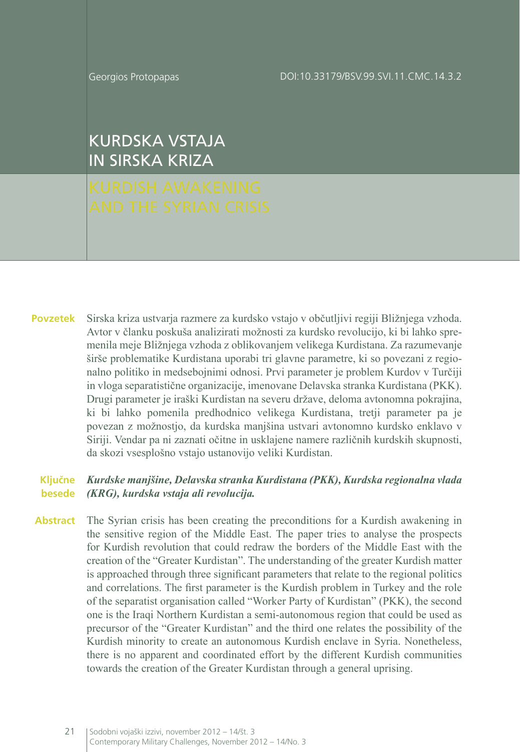Georgios Protopapas

DOI:10.33179/BSV.99.SVI.11.CMC.14.3.2

# KURDSKA VSTAJA IN SIRSKA KRIZA

# KURDISH AWAKENING AND THE SYRIAN CRISIS

**Povzetek** Sirska kriza ustvarja razmere za kurdsko vstajo v občutljivi regiji Bližnjega vzhoda. Avtor v članku poskuša analizirati možnosti za kurdsko revolucijo, ki bi lahko spremenila meje Bližnjega vzhoda z oblikovanjem velikega Kurdistana. Za razumevanje širše problematike Kurdistana uporabi tri glavne parametre, ki so povezani z regionalno politiko in medsebojnimi odnosi. Prvi parameter je problem Kurdov v Turčiji in vloga separatistične organizacije, imenovane Delavska stranka Kurdistana (PKK). Drugi parameter je iraški Kurdistan na severu države, deloma avtonomna pokrajina, ki bi lahko pomenila predhodnico velikega Kurdistana, tretji parameter pa je povezan z možnostjo, da kurdska manjšina ustvari avtonomno kurdsko enklavo v Siriji. Vendar pa ni zaznati očitne in usklajene namere različnih kurdskih skupnosti, da skozi vsesplošno vstajo ustanovijo veliki Kurdistan.

**Ključne besede** ***Kurdske manjšine, Delavska stranka Kurdistana (PKK), Kurdska regionalna vlada (KRG), kurdska vstaja ali revolucija.***

**Abstract** The Syrian crisis has been creating the preconditions for a Kurdish awakening in the sensitive region of the Middle East. The paper tries to analyse the prospects for Kurdish revolution that could redraw the borders of the Middle East with the creation of the "Greater Kurdistan". The understanding of the greater Kurdish matter is approached through three significant parameters that relate to the regional politics and correlations. The first parameter is the Kurdish problem in Turkey and the role of the separatist organisation called "Worker Party of Kurdistan" (PKK), the second one is the Iraqi Northern Kurdistan a semi-autonomous region that could be used as precursor of the "Greater Kurdistan" and the third one relates the possibility of the Kurdish minority to create an autonomous Kurdish enclave in Syria. Nonetheless, there is no apparent and coordinated effort by the different Kurdish communities towards the creation of the Greater Kurdistan through a general uprising.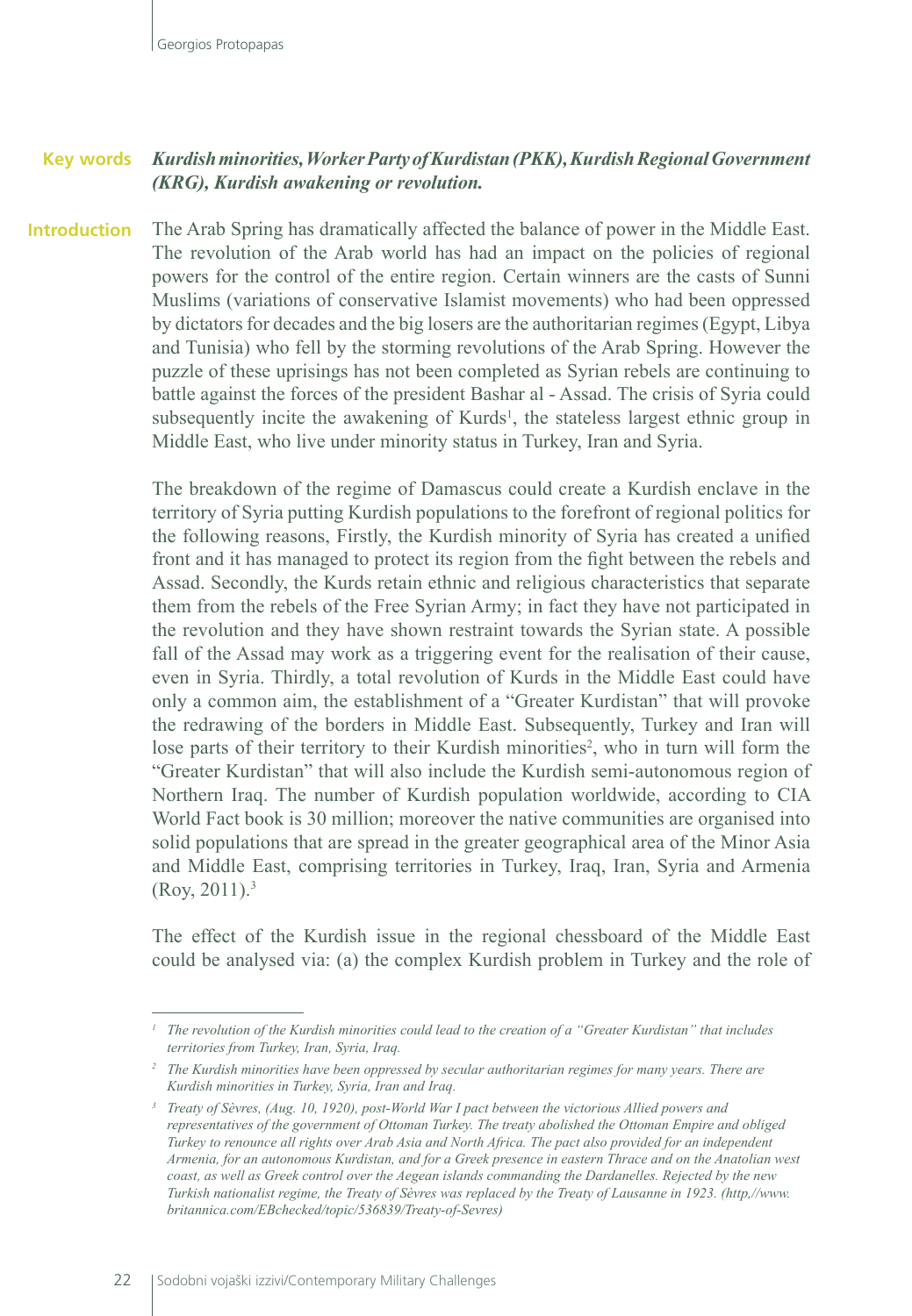**Key words** ***Kurdish minorities, Worker Party of Kurdistan (PKK), Kurdish Regional Government (KRG), Kurdish awakening or revolution.***

## Introduction

The Arab Spring has dramatically affected the balance of power in the Middle East. The revolution of the Arab world has had an impact on the policies of regional powers for the control of the entire region. Certain winners are the casts of Sunni Muslims (variations of conservative Islamist movements) who had been oppressed by dictators for decades and the big losers are the authoritarian regimes (Egypt, Libya and Tunisia) who fell by the storming revolutions of the Arab Spring. However the puzzle of these uprisings has not been completed as Syrian rebels are continuing to battle against the forces of the president Bashar al - Assad. The crisis of Syria could subsequently incite the awakening of Kurds[1], the stateless largest ethnic group in Middle East, who live under minority status in Turkey, Iran and Syria.

The breakdown of the regime of Damascus could create a Kurdish enclave in the territory of Syria putting Kurdish populations to the forefront of regional politics for the following reasons, Firstly, the Kurdish minority of Syria has created a unified front and it has managed to protect its region from the fight between the rebels and Assad. Secondly, the Kurds retain ethnic and religious characteristics that separate them from the rebels of the Free Syrian Army; in fact they have not participated in the revolution and they have shown restraint towards the Syrian state. A possible fall of the Assad may work as a triggering event for the realisation of their cause, even in Syria. Thirdly, a total revolution of Kurds in the Middle East could have only a common aim, the establishment of a "Greater Kurdistan" that will provoke the redrawing of the borders in Middle East. Subsequently, Turkey and Iran will lose parts of their territory to their Kurdish minorities[2], who in turn will form the "Greater Kurdistan" that will also include the Kurdish semi-autonomous region of Northern Iraq. The number of Kurdish population worldwide, according to CIA World Fact book is 30 million; moreover the native communities are organised into solid populations that are spread in the greater geographical area of the Minor Asia and Middle East, comprising territories in Turkey, Iraq, Iran, Syria and Armenia (Roy, 2011).[3]

The effect of the Kurdish issue in the regional chessboard of the Middle East could be analysed via: (a) the complex Kurdish problem in Turkey and the role of

---

*[1] The revolution of the Kurdish minorities could lead to the creation of a "Greater Kurdistan" that includes territories from Turkey, Iran, Syria, Iraq.*

*[2] The Kurdish minorities have been oppressed by secular authoritarian regimes for many years. There are Kurdish minorities in Turkey, Syria, Iran and Iraq.*

*[3] Treaty of Sèvres, (Aug. 10, 1920), post-World War I pact between the victorious Allied powers and representatives of the government of Ottoman Turkey. The treaty abolished the Ottoman Empire and obliged Turkey to renounce all rights over Arab Asia and North Africa. The pact also provided for an independent Armenia, for an autonomous Kurdistan, and for a Greek presence in eastern Thrace and on the Anatolian west coast, as well as Greek control over the Aegean islands commanding the Dardanelles. Rejected by the new Turkish nationalist regime, the Treaty of Sèvres was replaced by the Treaty of Lausanne in 1923. (http,//www.britannica.com/EBchecked/topic/536839/Treaty-of-Sevres)*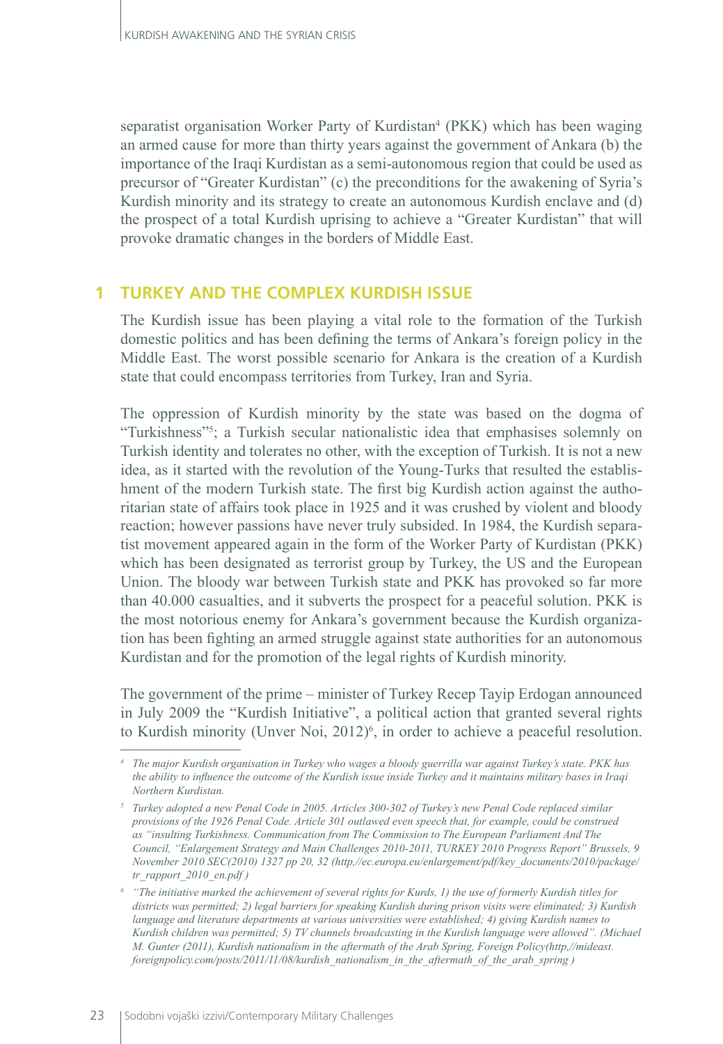separatist organisation Worker Party of Kurdistan[4] (PKK) which has been waging an armed cause for more than thirty years against the government of Ankara (b) the importance of the Iraqi Kurdistan as a semi-autonomous region that could be used as precursor of "Greater Kurdistan" (c) the preconditions for the awakening of Syria's Kurdish minority and its strategy to create an autonomous Kurdish enclave and (d) the prospect of a total Kurdish uprising to achieve a "Greater Kurdistan" that will provoke dramatic changes in the borders of Middle East.

## 1 TURKEY AND THE COMPLEX KURDISH ISSUE

The Kurdish issue has been playing a vital role to the formation of the Turkish domestic politics and has been defining the terms of Ankara's foreign policy in the Middle East. The worst possible scenario for Ankara is the creation of a Kurdish state that could encompass territories from Turkey, Iran and Syria.

The oppression of Kurdish minority by the state was based on the dogma of "Turkishness"[5]; a Turkish secular nationalistic idea that emphasises solemnly on Turkish identity and tolerates no other, with the exception of Turkish. It is not a new idea, as it started with the revolution of the Young-Turks that resulted the establishment of the modern Turkish state. The first big Kurdish action against the authoritarian state of affairs took place in 1925 and it was crushed by violent and bloody reaction; however passions have never truly subsided. In 1984, the Kurdish separatist movement appeared again in the form of the Worker Party of Kurdistan (PKK) which has been designated as terrorist group by Turkey, the US and the European Union. The bloody war between Turkish state and PKK has provoked so far more than 40.000 casualties, and it subverts the prospect for a peaceful solution. PKK is the most notorious enemy for Ankara's government because the Kurdish organization has been fighting an armed struggle against state authorities for an autonomous Kurdistan and for the promotion of the legal rights of Kurdish minority.

The government of the prime – minister of Turkey Recep Tayip Erdogan announced in July 2009 the "Kurdish Initiative", a political action that granted several rights to Kurdish minority (Unver Noi, 2012)[6], in order to achieve a peaceful resolution.

---

[4] *The major Kurdish organisation in Turkey who wages a bloody guerrilla war against Turkey's state. PKK has the ability to influence the outcome of the Kurdish issue inside Turkey and it maintains military bases in Iraqi Northern Kurdistan.*

[5] *Turkey adopted a new Penal Code in 2005. Articles 300-302 of Turkey's new Penal Code replaced similar provisions of the 1926 Penal Code. Article 301 outlawed even speech that, for example, could be construed as "insulting Turkishness. Communication from The Commission to The European Parliament And The Council, "Enlargement Strategy and Main Challenges 2010-2011, TURKEY 2010 Progress Report" Brussels, 9 November 2010 SEC(2010) 1327 pp 20, 32 (http,//ec.europa.eu/enlargement/pdf/key_documents/2010/package/tr_rapport_2010_en.pdf )*

[6] *"The initiative marked the achievement of several rights for Kurds, 1) the use of formerly Kurdish titles for districts was permitted; 2) legal barriers for speaking Kurdish during prison visits were eliminated; 3) Kurdish language and literature departments at various universities were established; 4) giving Kurdish names to Kurdish children was permitted; 5) TV channels broadcasting in the Kurdish language were allowed". (Michael M. Gunter (2011), Kurdish nationalism in the aftermath of the Arab Spring, Foreign Policy(http,//mideast.foreignpolicy.com/posts/2011/11/08/kurdish_nationalism_in_the_aftermath_of_the_arab_spring )*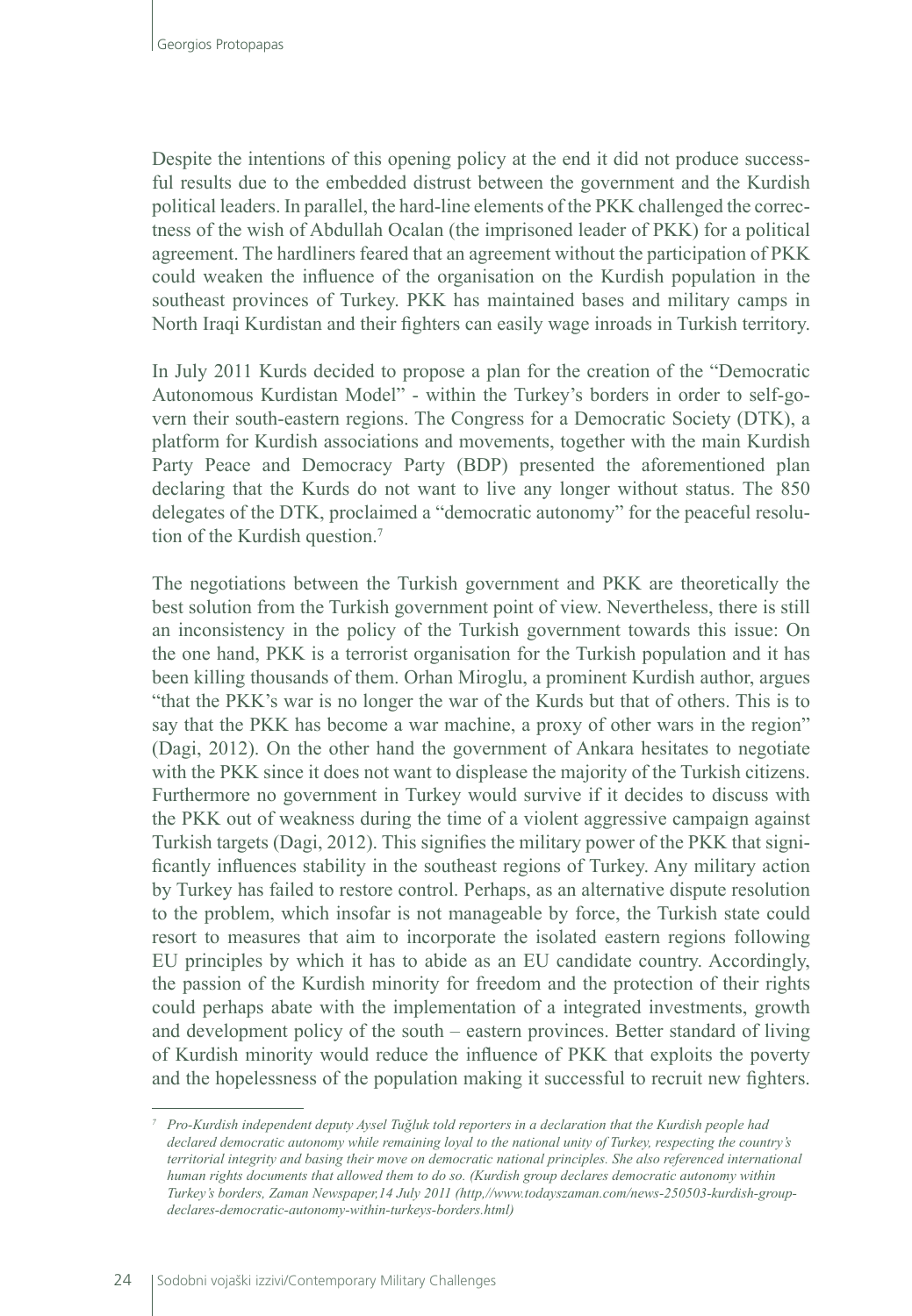Despite the intentions of this opening policy at the end it did not produce successful results due to the embedded distrust between the government and the Kurdish political leaders. In parallel, the hard-line elements of the PKK challenged the correctness of the wish of Abdullah Ocalan (the imprisoned leader of PKK) for a political agreement. The hardliners feared that an agreement without the participation of PKK could weaken the influence of the organisation on the Kurdish population in the southeast provinces of Turkey. PKK has maintained bases and military camps in North Iraqi Kurdistan and their fighters can easily wage inroads in Turkish territory.

In July 2011 Kurds decided to propose a plan for the creation of the "Democratic Autonomous Kurdistan Model" - within the Turkey's borders in order to self-govern their south-eastern regions. The Congress for a Democratic Society (DTK), a platform for Kurdish associations and movements, together with the main Kurdish Party Peace and Democracy Party (BDP) presented the aforementioned plan declaring that the Kurds do not want to live any longer without status. The 850 delegates of the DTK, proclaimed a "democratic autonomy" for the peaceful resolution of the Kurdish question.[7]

The negotiations between the Turkish government and PKK are theoretically the best solution from the Turkish government point of view. Nevertheless, there is still an inconsistency in the policy of the Turkish government towards this issue: On the one hand, PKK is a terrorist organisation for the Turkish population and it has been killing thousands of them. Orhan Miroglu, a prominent Kurdish author, argues "that the PKK's war is no longer the war of the Kurds but that of others. This is to say that the PKK has become a war machine, a proxy of other wars in the region" (Dagi, 2012). On the other hand the government of Ankara hesitates to negotiate with the PKK since it does not want to displease the majority of the Turkish citizens. Furthermore no government in Turkey would survive if it decides to discuss with the PKK out of weakness during the time of a violent aggressive campaign against Turkish targets (Dagi, 2012). This signifies the military power of the PKK that significantly influences stability in the southeast regions of Turkey. Any military action by Turkey has failed to restore control. Perhaps, as an alternative dispute resolution to the problem, which insofar is not manageable by force, the Turkish state could resort to measures that aim to incorporate the isolated eastern regions following EU principles by which it has to abide as an EU candidate country. Accordingly, the passion of the Kurdish minority for freedom and the protection of their rights could perhaps abate with the implementation of a integrated investments, growth and development policy of the south – eastern provinces. Better standard of living of Kurdish minority would reduce the influence of PKK that exploits the poverty and the hopelessness of the population making it successful to recruit new fighters.

---

[7] *Pro-Kurdish independent deputy Aysel Tuğluk told reporters in a declaration that the Kurdish people had declared democratic autonomy while remaining loyal to the national unity of Turkey, respecting the country's territorial integrity and basing their move on democratic national principles. She also referenced international human rights documents that allowed them to do so. (Kurdish group declares democratic autonomy within Turkey's borders, Zaman Newspaper,14 July 2011 (http,//www.todayszaman.com/news-250503-kurdish-group-declares-democratic-autonomy-within-turkeys-borders.html)*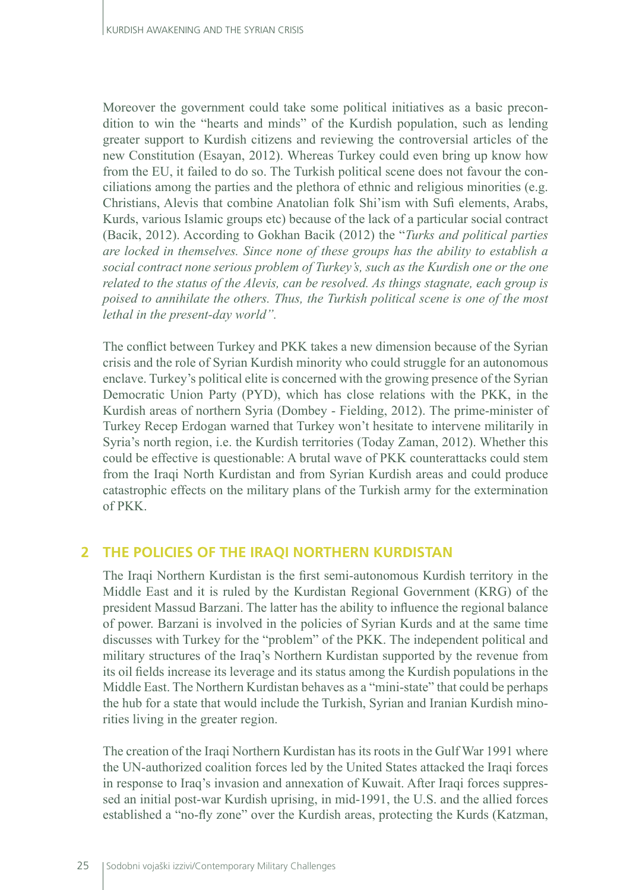Moreover the government could take some political initiatives as a basic precondition to win the "hearts and minds" of the Kurdish population, such as lending greater support to Kurdish citizens and reviewing the controversial articles of the new Constitution (Esayan, 2012). Whereas Turkey could even bring up know how from the EU, it failed to do so. The Turkish political scene does not favour the conciliations among the parties and the plethora of ethnic and religious minorities (e.g. Christians, Alevis that combine Anatolian folk Shi'ism with Sufi elements, Arabs, Kurds, various Islamic groups etc) because of the lack of a particular social contract (Bacik, 2012). According to Gokhan Bacik (2012) the "*Turks and political parties are locked in themselves. Since none of these groups has the ability to establish a social contract none serious problem of Turkey's, such as the Kurdish one or the one related to the status of the Alevis, can be resolved. As things stagnate, each group is poised to annihilate the others. Thus, the Turkish political scene is one of the most lethal in the present-day world".*

The conflict between Turkey and PKK takes a new dimension because of the Syrian crisis and the role of Syrian Kurdish minority who could struggle for an autonomous enclave. Turkey's political elite is concerned with the growing presence of the Syrian Democratic Union Party (PYD), which has close relations with the PKK, in the Kurdish areas of northern Syria (Dombey - Fielding, 2012). The prime-minister of Turkey Recep Erdogan warned that Turkey won't hesitate to intervene militarily in Syria's north region, i.e. the Kurdish territories (Today Zaman, 2012). Whether this could be effective is questionable: A brutal wave of PKK counterattacks could stem from the Iraqi North Kurdistan and from Syrian Kurdish areas and could produce catastrophic effects on the military plans of the Turkish army for the extermination of PKK.

## 2 THE POLICIES OF THE IRAQI NORTHERN KURDISTAN

The Iraqi Northern Kurdistan is the first semi-autonomous Kurdish territory in the Middle East and it is ruled by the Kurdistan Regional Government (KRG) of the president Massud Barzani. The latter has the ability to influence the regional balance of power. Barzani is involved in the policies of Syrian Kurds and at the same time discusses with Turkey for the "problem" of the PKK. The independent political and military structures of the Iraq's Northern Kurdistan supported by the revenue from its oil fields increase its leverage and its status among the Kurdish populations in the Middle East. The Northern Kurdistan behaves as a "mini-state" that could be perhaps the hub for a state that would include the Turkish, Syrian and Iranian Kurdish minorities living in the greater region.

The creation of the Iraqi Northern Kurdistan has its roots in the Gulf War 1991 where the UN-authorized coalition forces led by the United States attacked the Iraqi forces in response to Iraq's invasion and annexation of Kuwait. After Iraqi forces suppressed an initial post-war Kurdish uprising, in mid-1991, the U.S. and the allied forces established a "no-fly zone" over the Kurdish areas, protecting the Kurds (Katzman,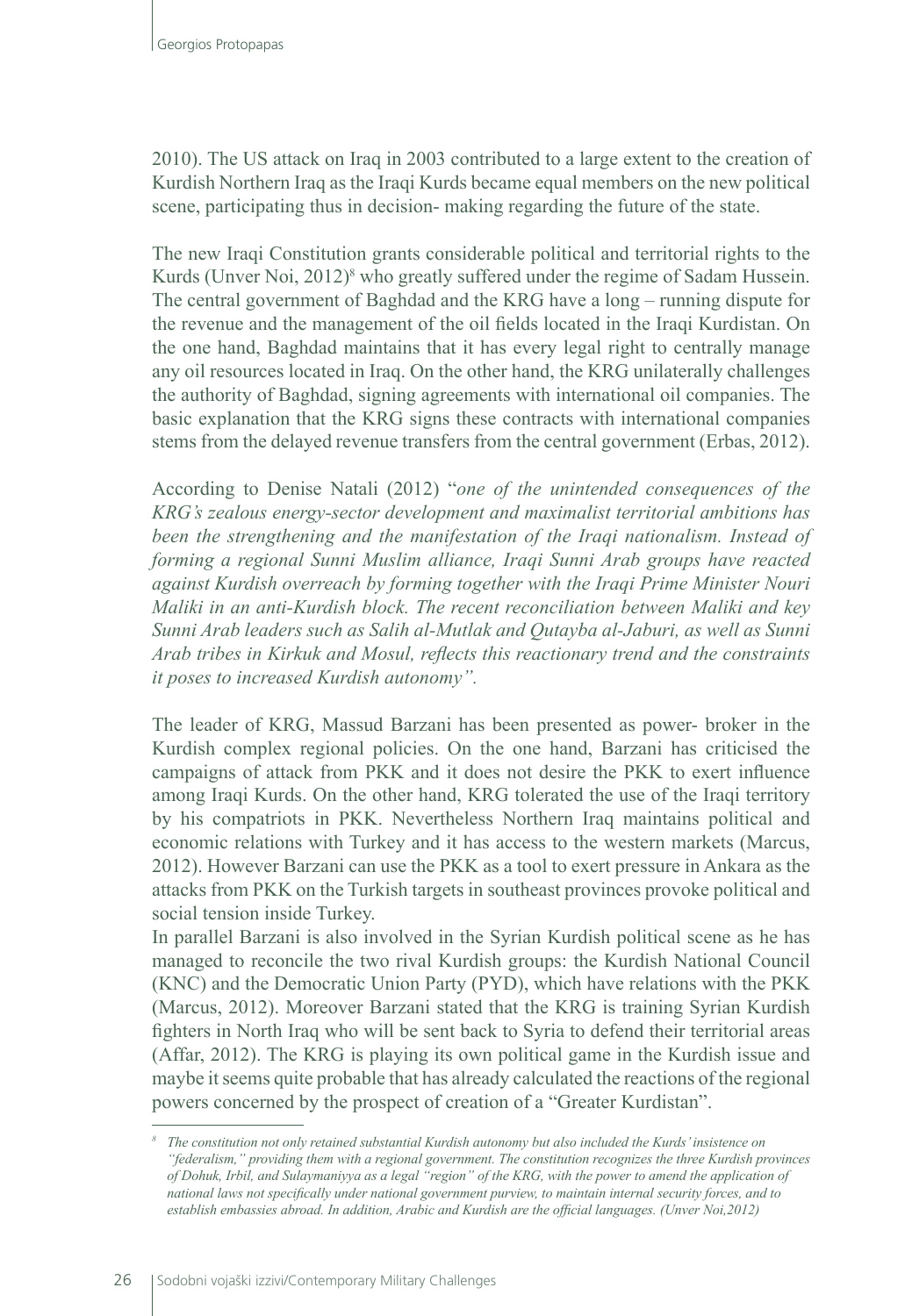2010). The US attack on Iraq in 2003 contributed to a large extent to the creation of Kurdish Northern Iraq as the Iraqi Kurds became equal members on the new political scene, participating thus in decision- making regarding the future of the state.

The new Iraqi Constitution grants considerable political and territorial rights to the Kurds (Unver Noi, 2012)[8] who greatly suffered under the regime of Sadam Hussein. The central government of Baghdad and the KRG have a long – running dispute for the revenue and the management of the oil fields located in the Iraqi Kurdistan. On the one hand, Baghdad maintains that it has every legal right to centrally manage any oil resources located in Iraq. On the other hand, the KRG unilaterally challenges the authority of Baghdad, signing agreements with international oil companies. The basic explanation that the KRG signs these contracts with international companies stems from the delayed revenue transfers from the central government (Erbas, 2012).

According to Denise Natali (2012) "*one of the unintended consequences of the KRG's zealous energy-sector development and maximalist territorial ambitions has been the strengthening and the manifestation of the Iraqi nationalism. Instead of forming a regional Sunni Muslim alliance, Iraqi Sunni Arab groups have reacted against Kurdish overreach by forming together with the Iraqi Prime Minister Nouri Maliki in an anti-Kurdish block. The recent reconciliation between Maliki and key Sunni Arab leaders such as Salih al-Mutlak and Qutayba al-Jaburi, as well as Sunni Arab tribes in Kirkuk and Mosul, reflects this reactionary trend and the constraints it poses to increased Kurdish autonomy".*

The leader of KRG, Massud Barzani has been presented as power- broker in the Kurdish complex regional policies. On the one hand, Barzani has criticised the campaigns of attack from PKK and it does not desire the PKK to exert influence among Iraqi Kurds. On the other hand, KRG tolerated the use of the Iraqi territory by his compatriots in PKK. Nevertheless Northern Iraq maintains political and economic relations with Turkey and it has access to the western markets (Marcus, 2012). However Barzani can use the PKK as a tool to exert pressure in Ankara as the attacks from PKK on the Turkish targets in southeast provinces provoke political and social tension inside Turkey.

In parallel Barzani is also involved in the Syrian Kurdish political scene as he has managed to reconcile the two rival Kurdish groups: the Kurdish National Council (KNC) and the Democratic Union Party (PYD), which have relations with the PKK (Marcus, 2012). Moreover Barzani stated that the KRG is training Syrian Kurdish fighters in North Iraq who will be sent back to Syria to defend their territorial areas (Affar, 2012). The KRG is playing its own political game in the Kurdish issue and maybe it seems quite probable that has already calculated the reactions of the regional powers concerned by the prospect of creation of a "Greater Kurdistan".

---

[8] *The constitution not only retained substantial Kurdish autonomy but also included the Kurds' insistence on "federalism," providing them with a regional government. The constitution recognizes the three Kurdish provinces of Dohuk, Irbil, and Sulaymaniyya as a legal "region" of the KRG, with the power to amend the application of national laws not specifically under national government purview, to maintain internal security forces, and to establish embassies abroad. In addition, Arabic and Kurdish are the official languages. (Unver Noi,2012)*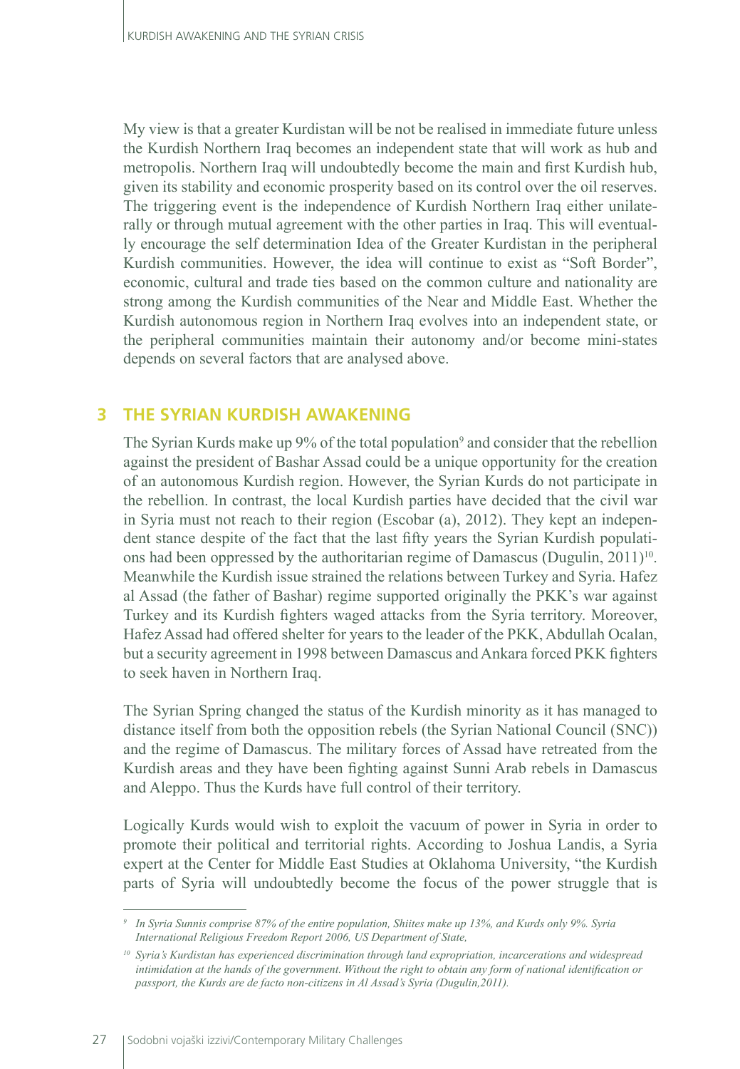My view is that a greater Kurdistan will be not be realised in immediate future unless the Kurdish Northern Iraq becomes an independent state that will work as hub and metropolis. Northern Iraq will undoubtedly become the main and first Kurdish hub, given its stability and economic prosperity based on its control over the oil reserves. The triggering event is the independence of Kurdish Northern Iraq either unilaterally or through mutual agreement with the other parties in Iraq. This will eventually encourage the self determination Idea of the Greater Kurdistan in the peripheral Kurdish communities. However, the idea will continue to exist as "Soft Border", economic, cultural and trade ties based on the common culture and nationality are strong among the Kurdish communities of the Near and Middle East. Whether the Kurdish autonomous region in Northern Iraq evolves into an independent state, or the peripheral communities maintain their autonomy and/or become mini-states depends on several factors that are analysed above.

## 3 THE SYRIAN KURDISH AWAKENING

The Syrian Kurds make up 9% of the total population[9] and consider that the rebellion against the president of Bashar Assad could be a unique opportunity for the creation of an autonomous Kurdish region. However, the Syrian Kurds do not participate in the rebellion. In contrast, the local Kurdish parties have decided that the civil war in Syria must not reach to their region (Escobar (a), 2012). They kept an independent stance despite of the fact that the last fifty years the Syrian Kurdish populations had been oppressed by the authoritarian regime of Damascus (Dugulin, 2011)[10]. Meanwhile the Kurdish issue strained the relations between Turkey and Syria. Hafez al Assad (the father of Bashar) regime supported originally the PKK's war against Turkey and its Kurdish fighters waged attacks from the Syria territory. Moreover, Hafez Assad had offered shelter for years to the leader of the PKK, Abdullah Ocalan, but a security agreement in 1998 between Damascus and Ankara forced PKK fighters to seek haven in Northern Iraq.

The Syrian Spring changed the status of the Kurdish minority as it has managed to distance itself from both the opposition rebels (the Syrian National Council (SNC)) and the regime of Damascus. The military forces of Assad have retreated from the Kurdish areas and they have been fighting against Sunni Arab rebels in Damascus and Aleppo. Thus the Kurds have full control of their territory.

Logically Kurds would wish to exploit the vacuum of power in Syria in order to promote their political and territorial rights. According to Joshua Landis, a Syria expert at the Center for Middle East Studies at Oklahoma University, "the Kurdish parts of Syria will undoubtedly become the focus of the power struggle that is

---

[9] *In Syria Sunnis comprise 87% of the entire population, Shiites make up 13%, and Kurds only 9%. Syria International Religious Freedom Report 2006, US Department of State,*

[10] *Syria's Kurdistan has experienced discrimination through land expropriation, incarcerations and widespread intimidation at the hands of the government. Without the right to obtain any form of national identification or passport, the Kurds are de facto non-citizens in Al Assad's Syria (Dugulin,2011).*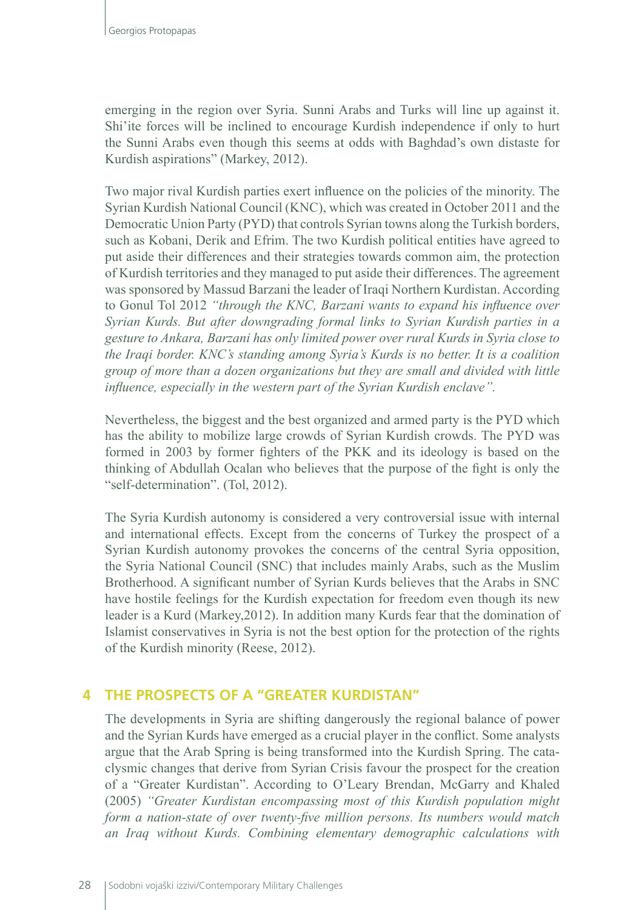emerging in the region over Syria. Sunni Arabs and Turks will line up against it. Shi'ite forces will be inclined to encourage Kurdish independence if only to hurt the Sunni Arabs even though this seems at odds with Baghdad's own distaste for Kurdish aspirations" (Markey, 2012).

Two major rival Kurdish parties exert influence on the policies of the minority. The Syrian Kurdish National Council (KNC), which was created in October 2011 and the Democratic Union Party (PYD) that controls Syrian towns along the Turkish borders, such as Kobani, Derik and Efrim. The two Kurdish political entities have agreed to put aside their differences and their strategies towards common aim, the protection of Kurdish territories and they managed to put aside their differences. The agreement was sponsored by Massud Barzani the leader of Iraqi Northern Kurdistan. According to Gonul Tol 2012 *"through the KNC, Barzani wants to expand his influence over Syrian Kurds. But after downgrading formal links to Syrian Kurdish parties in a gesture to Ankara, Barzani has only limited power over rural Kurds in Syria close to the Iraqi border. KNC's standing among Syria's Kurds is no better. It is a coalition group of more than a dozen organizations but they are small and divided with little influence, especially in the western part of the Syrian Kurdish enclave".*

Nevertheless, the biggest and the best organized and armed party is the PYD which has the ability to mobilize large crowds of Syrian Kurdish crowds. The PYD was formed in 2003 by former fighters of the PKK and its ideology is based on the thinking of Abdullah Ocalan who believes that the purpose of the fight is only the "self-determination". (Tol, 2012).

The Syria Kurdish autonomy is considered a very controversial issue with internal and international effects. Except from the concerns of Turkey the prospect of a Syrian Kurdish autonomy provokes the concerns of the central Syria opposition, the Syria National Council (SNC) that includes mainly Arabs, such as the Muslim Brotherhood. A significant number of Syrian Kurds believes that the Arabs in SNC have hostile feelings for the Kurdish expectation for freedom even though its new leader is a Kurd (Markey,2012). In addition many Kurds fear that the domination of Islamist conservatives in Syria is not the best option for the protection of the rights of the Kurdish minority (Reese, 2012).

## 4 THE PROSPECTS OF A "GREATER KURDISTAN"

The developments in Syria are shifting dangerously the regional balance of power and the Syrian Kurds have emerged as a crucial player in the conflict. Some analysts argue that the Arab Spring is being transformed into the Kurdish Spring. The cataclysmic changes that derive from Syrian Crisis favour the prospect for the creation of a "Greater Kurdistan". According to O'Leary Brendan, McGarry and Khaled (2005) *"Greater Kurdistan encompassing most of this Kurdish population might form a nation-state of over twenty-five million persons. Its numbers would match an Iraq without Kurds. Combining elementary demographic calculations with*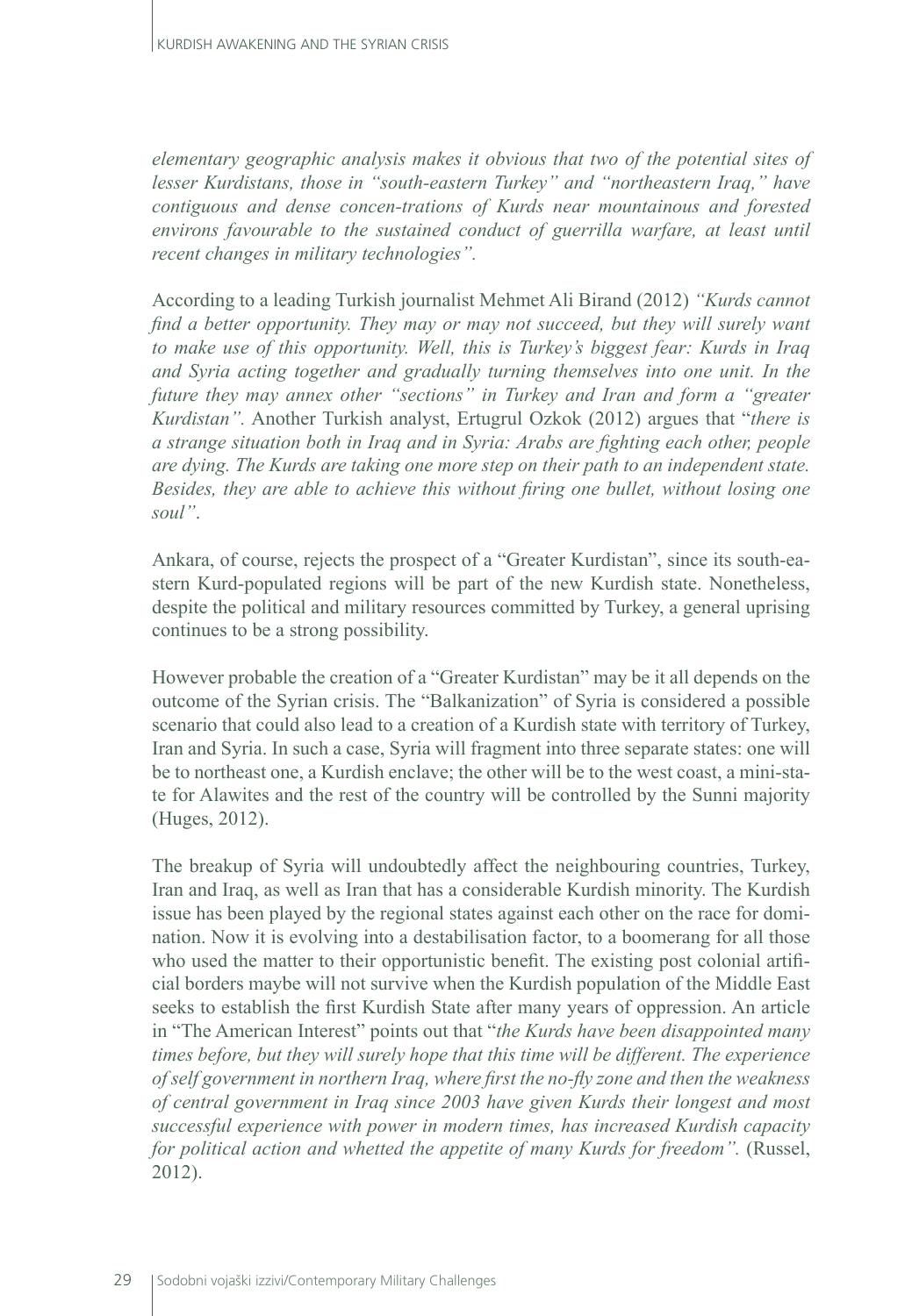*elementary geographic analysis makes it obvious that two of the potential sites of lesser Kurdistans, those in "south-eastern Turkey" and "northeastern Iraq," have contiguous and dense concen-trations of Kurds near mountainous and forested environs favourable to the sustained conduct of guerrilla warfare, at least until recent changes in military technologies".*

According to a leading Turkish journalist Mehmet Ali Birand (2012) *"Kurds cannot find a better opportunity. They may or may not succeed, but they will surely want to make use of this opportunity. Well, this is Turkey's biggest fear: Kurds in Iraq and Syria acting together and gradually turning themselves into one unit. In the future they may annex other "sections" in Turkey and Iran and form a "greater Kurdistan".* Another Turkish analyst, Ertugrul Ozkok (2012) argues that "*there is a strange situation both in Iraq and in Syria: Arabs are fighting each other, people are dying. The Kurds are taking one more step on their path to an independent state. Besides, they are able to achieve this without firing one bullet, without losing one soul"*.

Ankara, of course, rejects the prospect of a "Greater Kurdistan", since its south-eastern Kurd-populated regions will be part of the new Kurdish state. Nonetheless, despite the political and military resources committed by Turkey, a general uprising continues to be a strong possibility.

However probable the creation of a "Greater Kurdistan" may be it all depends on the outcome of the Syrian crisis. The "Balkanization" of Syria is considered a possible scenario that could also lead to a creation of a Kurdish state with territory of Turkey, Iran and Syria. In such a case, Syria will fragment into three separate states: one will be to northeast one, a Kurdish enclave; the other will be to the west coast, a mini-state for Alawites and the rest of the country will be controlled by the Sunni majority (Huges, 2012).

The breakup of Syria will undoubtedly affect the neighbouring countries, Turkey, Iran and Iraq, as well as Iran that has a considerable Kurdish minority. The Kurdish issue has been played by the regional states against each other on the race for domination. Now it is evolving into a destabilisation factor, to a boomerang for all those who used the matter to their opportunistic benefit. The existing post colonial artificial borders maybe will not survive when the Kurdish population of the Middle East seeks to establish the first Kurdish State after many years of oppression. An article in "The American Interest" points out that "*the Kurds have been disappointed many times before, but they will surely hope that this time will be different. The experience of self government in northern Iraq, where first the no-fly zone and then the weakness of central government in Iraq since 2003 have given Kurds their longest and most successful experience with power in modern times, has increased Kurdish capacity for political action and whetted the appetite of many Kurds for freedom".* (Russel, 2012).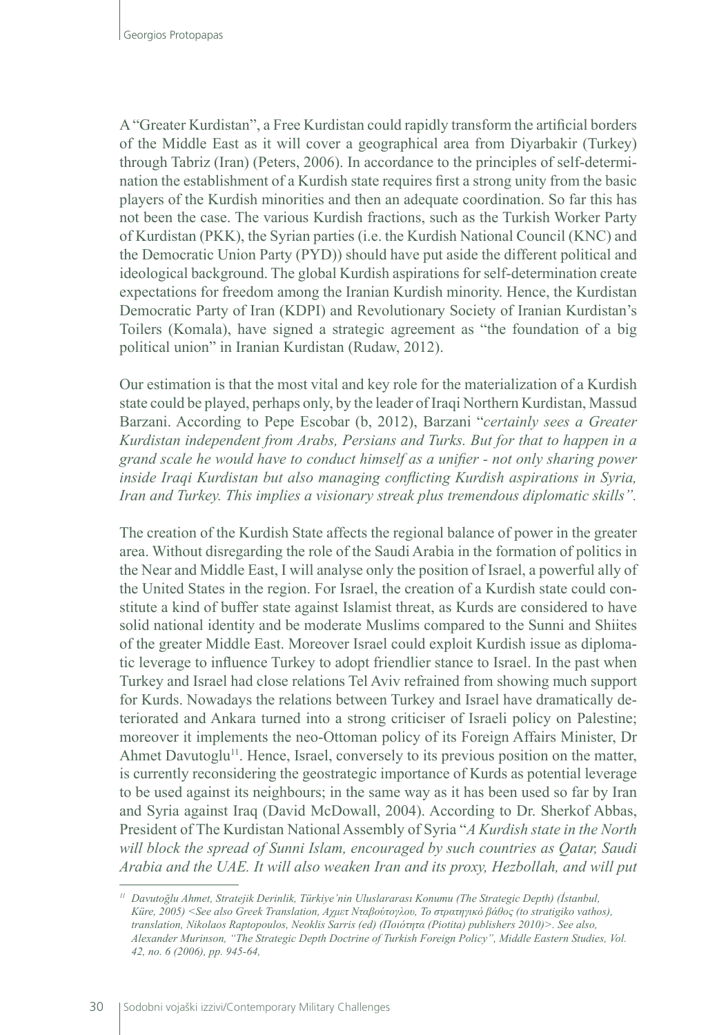A "Greater Kurdistan", a Free Kurdistan could rapidly transform the artificial borders of the Middle East as it will cover a geographical area from Diyarbakir (Turkey) through Tabriz (Iran) (Peters, 2006). In accordance to the principles of self-determination the establishment of a Kurdish state requires first a strong unity from the basic players of the Kurdish minorities and then an adequate coordination. So far this has not been the case. The various Kurdish fractions, such as the Turkish Worker Party of Kurdistan (PKK), the Syrian parties (i.e. the Kurdish National Council (KNC) and the Democratic Union Party (PYD)) should have put aside the different political and ideological background. The global Kurdish aspirations for self-determination create expectations for freedom among the Iranian Kurdish minority. Hence, the Kurdistan Democratic Party of Iran (KDPI) and Revolutionary Society of Iranian Kurdistan's Toilers (Komala), have signed a strategic agreement as "the foundation of a big political union" in Iranian Kurdistan (Rudaw, 2012).

Our estimation is that the most vital and key role for the materialization of a Kurdish state could be played, perhaps only, by the leader of Iraqi Northern Kurdistan, Massud Barzani. According to Pepe Escobar (b, 2012), Barzani "*certainly sees a Greater Kurdistan independent from Arabs, Persians and Turks. But for that to happen in a grand scale he would have to conduct himself as a unifier - not only sharing power inside Iraqi Kurdistan but also managing conflicting Kurdish aspirations in Syria, Iran and Turkey. This implies a visionary streak plus tremendous diplomatic skills".*

The creation of the Kurdish State affects the regional balance of power in the greater area. Without disregarding the role of the Saudi Arabia in the formation of politics in the Near and Middle East, I will analyse only the position of Israel, a powerful ally of the United States in the region. For Israel, the creation of a Kurdish state could constitute a kind of buffer state against Islamist threat, as Kurds are considered to have solid national identity and be moderate Muslims compared to the Sunni and Shiites of the greater Middle East. Moreover Israel could exploit Kurdish issue as diplomatic leverage to influence Turkey to adopt friendlier stance to Israel. In the past when Turkey and Israel had close relations Tel Aviv refrained from showing much support for Kurds. Nowadays the relations between Turkey and Israel have dramatically deteriorated and Ankara turned into a strong criticiser of Israeli policy on Palestine; moreover it implements the neo-Ottoman policy of its Foreign Affairs Minister, Dr Ahmet Davutoglu[11]. Hence, Israel, conversely to its previous position on the matter, is currently reconsidering the geostrategic importance of Kurds as potential leverage to be used against its neighbours; in the same way as it has been used so far by Iran and Syria against Iraq (David McDowall, 2004). According to Dr. Sherkof Abbas, President of The Kurdistan National Assembly of Syria "*A Kurdish state in the North will block the spread of Sunni Islam, encouraged by such countries as Qatar, Saudi Arabia and the UAE. It will also weaken Iran and its proxy, Hezbollah, and will put*

---

[11] *Davutoğlu Ahmet, Stratejik Derinlik, Türkiye'nin Uluslararası Konumu (The Strategic Depth) (İstanbul, Küre, 2005) <See also Greek Translation, Αχμετ Νταβούτογλου, Το στρατηγικό βάθος (to stratigiko vathos), translation, Nikolaos Raptopoulos, Neoklis Sarris (ed) (Ποιότητα (Piotita) publishers 2010)>. See also, Alexander Murinson, "The Strategic Depth Doctrine of Turkish Foreign Policy", Middle Eastern Studies, Vol. 42, no. 6 (2006), pp. 945-64,*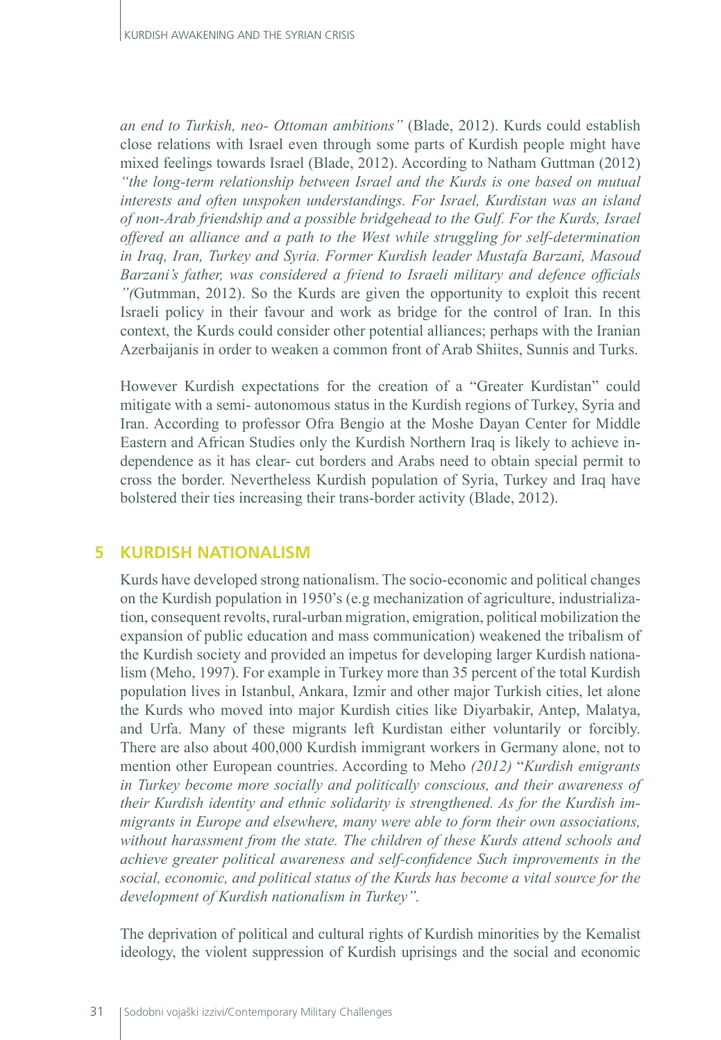*an end to Turkish, neo- Ottoman ambitions"* (Blade, 2012). Kurds could establish close relations with Israel even through some parts of Kurdish people might have mixed feelings towards Israel (Blade, 2012). According to Natham Guttman (2012) *"the long-term relationship between Israel and the Kurds is one based on mutual interests and often unspoken understandings. For Israel, Kurdistan was an island of non-Arab friendship and a possible bridgehead to the Gulf. For the Kurds, Israel offered an alliance and a path to the West while struggling for self-determination in Iraq, Iran, Turkey and Syria. Former Kurdish leader Mustafa Barzani, Masoud Barzani's father, was considered a friend to Israeli military and defence officials "(*Gutmman, 2012). So the Kurds are given the opportunity to exploit this recent Israeli policy in their favour and work as bridge for the control of Iran. In this context, the Kurds could consider other potential alliances; perhaps with the Iranian Azerbaijanis in order to weaken a common front of Arab Shiites, Sunnis and Turks.

However Kurdish expectations for the creation of a "Greater Kurdistan" could mitigate with a semi- autonomous status in the Kurdish regions of Turkey, Syria and Iran. According to professor Ofra Bengio at the Moshe Dayan Center for Middle Eastern and African Studies only the Kurdish Northern Iraq is likely to achieve independence as it has clear- cut borders and Arabs need to obtain special permit to cross the border. Nevertheless Kurdish population of Syria, Turkey and Iraq have bolstered their ties increasing their trans-border activity (Blade, 2012).

## 5 KURDISH NATIONALISM

Kurds have developed strong nationalism. The socio-economic and political changes on the Kurdish population in 1950's (e.g mechanization of agriculture, industrialization, consequent revolts, rural-urban migration, emigration, political mobilization the expansion of public education and mass communication) weakened the tribalism of the Kurdish society and provided an impetus for developing larger Kurdish nationalism (Meho, 1997). For example in Turkey more than 35 percent of the total Kurdish population lives in Istanbul, Ankara, Izmir and other major Turkish cities, let alone the Kurds who moved into major Kurdish cities like Diyarbakir, Antep, Malatya, and Urfa. Many of these migrants left Kurdistan either voluntarily or forcibly. There are also about 400,000 Kurdish immigrant workers in Germany alone, not to mention other European countries. According to Meho *(2012)* "*Kurdish emigrants in Turkey become more socially and politically conscious, and their awareness of their Kurdish identity and ethnic solidarity is strengthened. As for the Kurdish immigrants in Europe and elsewhere, many were able to form their own associations, without harassment from the state. The children of these Kurds attend schools and achieve greater political awareness and self-confidence Such improvements in the social, economic, and political status of the Kurds has become a vital source for the development of Kurdish nationalism in Turkey".*

The deprivation of political and cultural rights of Kurdish minorities by the Kemalist ideology, the violent suppression of Kurdish uprisings and the social and economic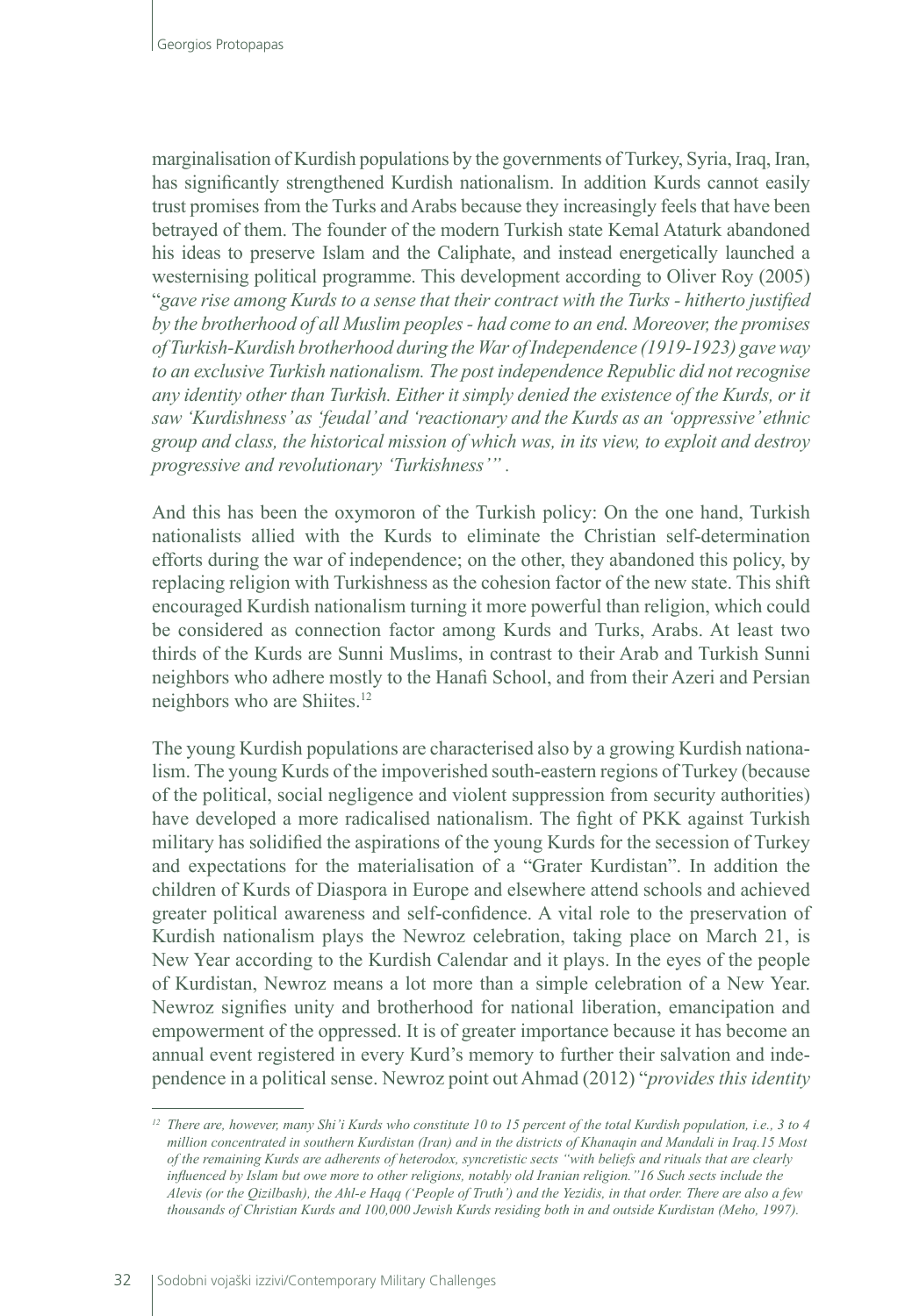marginalisation of Kurdish populations by the governments of Turkey, Syria, Iraq, Iran, has significantly strengthened Kurdish nationalism. In addition Kurds cannot easily trust promises from the Turks and Arabs because they increasingly feels that have been betrayed of them. The founder of the modern Turkish state Kemal Ataturk abandoned his ideas to preserve Islam and the Caliphate, and instead energetically launched a westernising political programme. This development according to Oliver Roy (2005) "*gave rise among Kurds to a sense that their contract with the Turks - hitherto justified by the brotherhood of all Muslim peoples - had come to an end. Moreover, the promises of Turkish-Kurdish brotherhood during the War of Independence (1919-1923) gave way to an exclusive Turkish nationalism. The post independence Republic did not recognise any identity other than Turkish. Either it simply denied the existence of the Kurds, or it saw 'Kurdishness' as 'feudal' and 'reactionary and the Kurds as an 'oppressive' ethnic group and class, the historical mission of which was, in its view, to exploit and destroy progressive and revolutionary 'Turkishness'*" .

And this has been the oxymoron of the Turkish policy: On the one hand, Turkish nationalists allied with the Kurds to eliminate the Christian self-determination efforts during the war of independence; on the other, they abandoned this policy, by replacing religion with Turkishness as the cohesion factor of the new state. This shift encouraged Kurdish nationalism turning it more powerful than religion, which could be considered as connection factor among Kurds and Turks, Arabs. At least two thirds of the Kurds are Sunni Muslims, in contrast to their Arab and Turkish Sunni neighbors who adhere mostly to the Hanafi School, and from their Azeri and Persian neighbors who are Shiites.[12]

The young Kurdish populations are characterised also by a growing Kurdish nationalism. The young Kurds of the impoverished south-eastern regions of Turkey (because of the political, social negligence and violent suppression from security authorities) have developed a more radicalised nationalism. The fight of PKK against Turkish military has solidified the aspirations of the young Kurds for the secession of Turkey and expectations for the materialisation of a "Grater Kurdistan". In addition the children of Kurds of Diaspora in Europe and elsewhere attend schools and achieved greater political awareness and self-confidence. A vital role to the preservation of Kurdish nationalism plays the Newroz celebration, taking place on March 21, is New Year according to the Kurdish Calendar and it plays. In the eyes of the people of Kurdistan, Newroz means a lot more than a simple celebration of a New Year. Newroz signifies unity and brotherhood for national liberation, emancipation and empowerment of the oppressed. It is of greater importance because it has become an annual event registered in every Kurd's memory to further their salvation and independence in a political sense. Newroz point out Ahmad (2012) "*provides this identity*

---

[12] *There are, however, many Shi'i Kurds who constitute 10 to 15 percent of the total Kurdish population, i.e., 3 to 4 million concentrated in southern Kurdistan (Iran) and in the districts of Khanaqin and Mandali in Iraq.15 Most of the remaining Kurds are adherents of heterodox, syncretistic sects "with beliefs and rituals that are clearly influenced by Islam but owe more to other religions, notably old Iranian religion."16 Such sects include the Alevis (or the Qizilbash), the Ahl-e Haqq ('People of Truth') and the Yezidis, in that order. There are also a few thousands of Christian Kurds and 100,000 Jewish Kurds residing both in and outside Kurdistan (Meho, 1997).*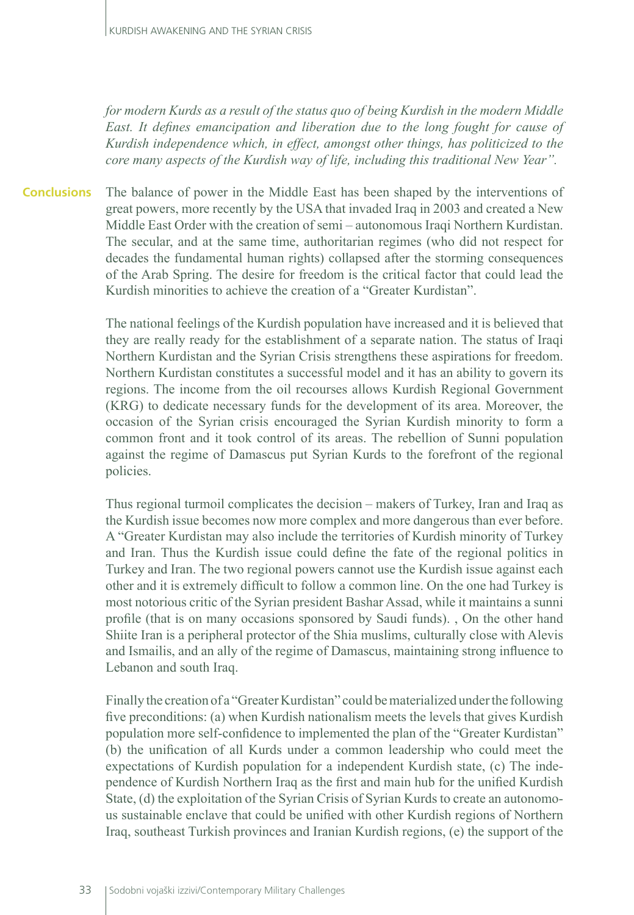*for modern Kurds as a result of the status quo of being Kurdish in the modern Middle East. It defines emancipation and liberation due to the long fought for cause of Kurdish independence which, in effect, amongst other things, has politicized to the core many aspects of the Kurdish way of life, including this traditional New Year".*

## Conclusions

The balance of power in the Middle East has been shaped by the interventions of great powers, more recently by the USA that invaded Iraq in 2003 and created a New Middle East Order with the creation of semi – autonomous Iraqi Northern Kurdistan. The secular, and at the same time, authoritarian regimes (who did not respect for decades the fundamental human rights) collapsed after the storming consequences of the Arab Spring. The desire for freedom is the critical factor that could lead the Kurdish minorities to achieve the creation of a "Greater Kurdistan".

The national feelings of the Kurdish population have increased and it is believed that they are really ready for the establishment of a separate nation. The status of Iraqi Northern Kurdistan and the Syrian Crisis strengthens these aspirations for freedom. Northern Kurdistan constitutes a successful model and it has an ability to govern its regions. The income from the oil recourses allows Kurdish Regional Government (KRG) to dedicate necessary funds for the development of its area. Moreover, the occasion of the Syrian crisis encouraged the Syrian Kurdish minority to form a common front and it took control of its areas. The rebellion of Sunni population against the regime of Damascus put Syrian Kurds to the forefront of the regional policies.

Thus regional turmoil complicates the decision – makers of Turkey, Iran and Iraq as the Kurdish issue becomes now more complex and more dangerous than ever before. A "Greater Kurdistan may also include the territories of Kurdish minority of Turkey and Iran. Thus the Kurdish issue could define the fate of the regional politics in Turkey and Iran. The two regional powers cannot use the Kurdish issue against each other and it is extremely difficult to follow a common line. On the one had Turkey is most notorious critic of the Syrian president Bashar Assad, while it maintains a sunni profile (that is on many occasions sponsored by Saudi funds). , On the other hand Shiite Iran is a peripheral protector of the Shia muslims, culturally close with Alevis and Ismailis, and an ally of the regime of Damascus, maintaining strong influence to Lebanon and south Iraq.

Finally the creation of a "Greater Kurdistan" could be materialized under the following five preconditions: (a) when Kurdish nationalism meets the levels that gives Kurdish population more self-confidence to implemented the plan of the "Greater Kurdistan" (b) the unification of all Kurds under a common leadership who could meet the expectations of Kurdish population for a independent Kurdish state, (c) The independence of Kurdish Northern Iraq as the first and main hub for the unified Kurdish State, (d) the exploitation of the Syrian Crisis of Syrian Kurds to create an autonomous sustainable enclave that could be unified with other Kurdish regions of Northern Iraq, southeast Turkish provinces and Iranian Kurdish regions, (e) the support of the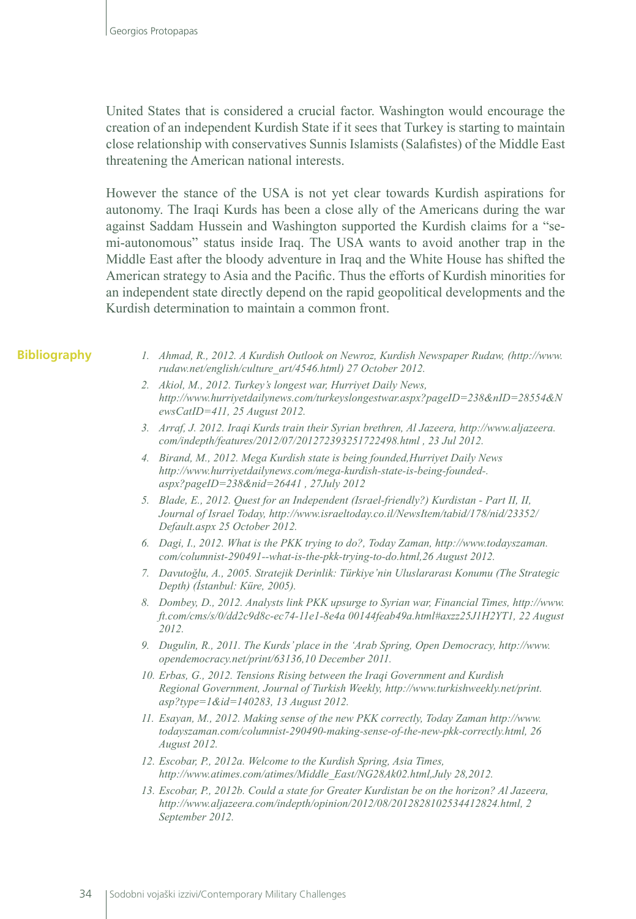United States that is considered a crucial factor. Washington would encourage the creation of an independent Kurdish State if it sees that Turkey is starting to maintain close relationship with conservatives Sunnis Islamists (Salafistes) of the Middle East threatening the American national interests.

However the stance of the USA is not yet clear towards Kurdish aspirations for autonomy. The Iraqi Kurds has been a close ally of the Americans during the war against Saddam Hussein and Washington supported the Kurdish claims for a "semi-autonomous" status inside Iraq. The USA wants to avoid another trap in the Middle East after the bloody adventure in Iraq and the White House has shifted the American strategy to Asia and the Pacific. Thus the efforts of Kurdish minorities for an independent state directly depend on the rapid geopolitical developments and the Kurdish determination to maintain a common front.

## Bibliography

1. *Ahmad, R., 2012. A Kurdish Outlook on Newroz, Kurdish Newspaper Rudaw, (http://www.rudaw.net/english/culture_art/4546.html) 27 October 2012.*
2. *Akiol, M., 2012. Turkey's longest war, Hurriyet Daily News, http://www.hurriyetdailynews.com/turkeyslongestwar.aspx?pageID=238&nID=28554&NewsCatID=411, 25 August 2012.*
3. *Arraf, J. 2012. Iraqi Kurds train their Syrian brethren, Al Jazeera, http://www.aljazeera.com/indepth/features/2012/07/201272393251722498.html , 23 Jul 2012.*
4. *Birand, M., 2012. Mega Kurdish state is being founded,Hurriyet Daily News http://www.hurriyetdailynews.com/mega-kurdish-state-is-being-founded-.aspx?pageID=238&nid=26441 , 27July 2012*
5. *Blade, E., 2012. Quest for an Independent (Israel-friendly?) Kurdistan - Part II, II, Journal of Israel Today, http://www.israeltoday.co.il/NewsItem/tabid/178/nid/23352/Default.aspx 25 October 2012.*
6. *Dagi, I., 2012. What is the PKK trying to do?, Today Zaman, http://www.todayszaman.com/columnist-290491--what-is-the-pkk-trying-to-do.html,26 August 2012.*
7. *Davutoğlu, A., 2005. Stratejik Derinlik: Türkiye'nin Uluslararası Konumu (The Strategic Depth) (İstanbul: Küre, 2005).*
8. *Dombey, D., 2012. Analysts link PKK upsurge to Syrian war, Financial Times, http://www.ft.com/cms/s/0/dd2c9d8c-ec74-11e1-8e4a 00144feab49a.html#axzz25J1H2YT1, 22 August 2012.*
9. *Dugulin, R., 2011. The Kurds' place in the 'Arab Spring, Open Democracy, http://www.opendemocracy.net/print/63136,10 December 2011.*
10. *Erbas, G., 2012. Tensions Rising between the Iraqi Government and Kurdish Regional Government, Journal of Turkish Weekly, http://www.turkishweekly.net/print.asp?type=1&id=140283, 13 August 2012.*
11. *Esayan, M., 2012. Making sense of the new PKK correctly, Today Zaman http://www.todayszaman.com/columnist-290490-making-sense-of-the-new-pkk-correctly.html, 26 August 2012.*
12. *Escobar, P., 2012a. Welcome to the Kurdish Spring, Asia Times, http://www.atimes.com/atimes/Middle_East/NG28Ak02.html,July 28,2012.*
13. *Escobar, P., 2012b. Could a state for Greater Kurdistan be on the horizon? Al Jazeera, http://www.aljazeera.com/indepth/opinion/2012/08/2012828102534412824.html, 2 September 2012.*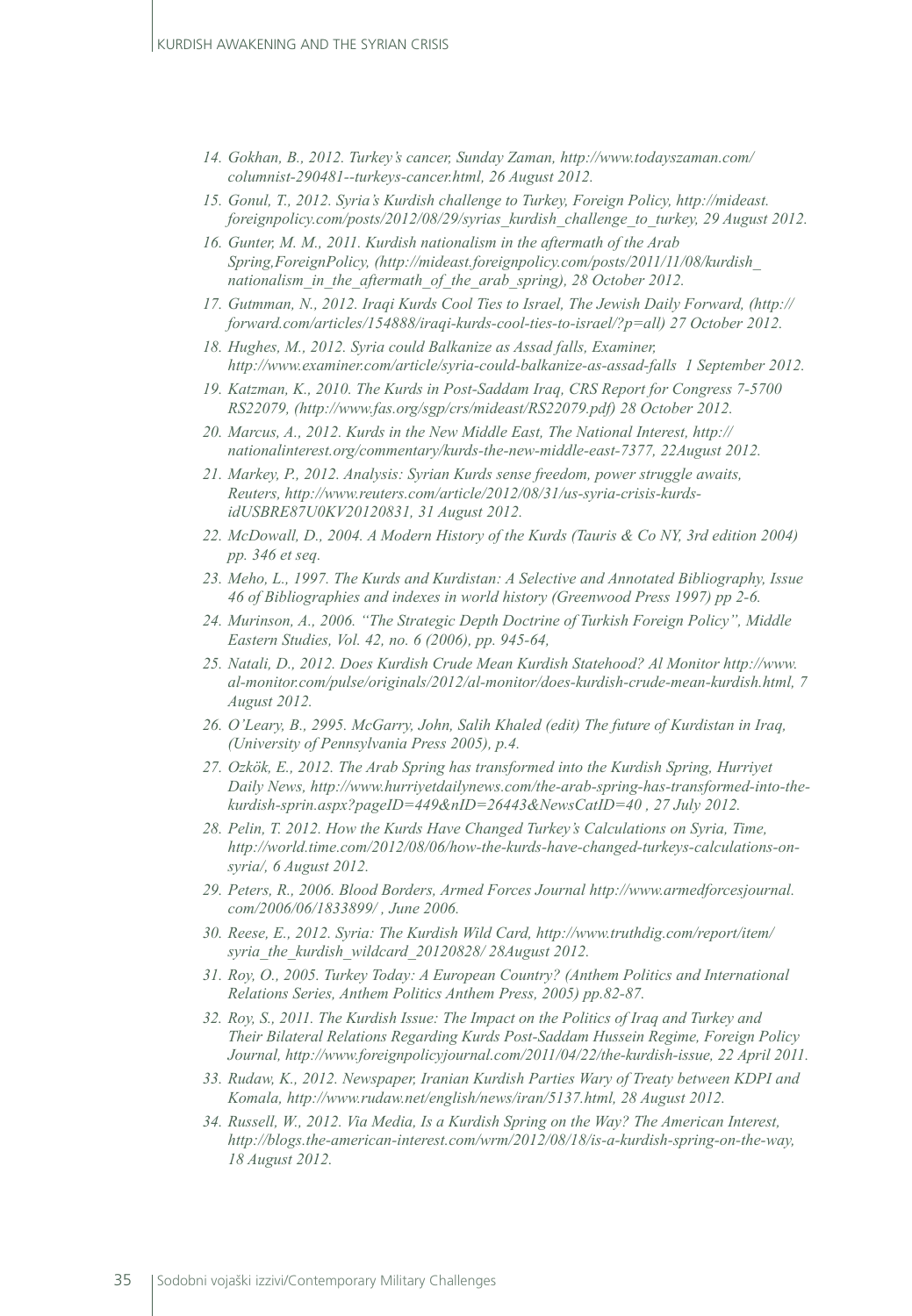14. *Gokhan, B., 2012. Turkey's cancer, Sunday Zaman, http://www.todayszaman.com/columnist-290481--turkeys-cancer.html, 26 August 2012.*
15. *Gonul, T., 2012. Syria's Kurdish challenge to Turkey, Foreign Policy, http://mideast.foreignpolicy.com/posts/2012/08/29/syrias_kurdish_challenge_to_turkey, 29 August 2012.*
16. *Gunter, M. M., 2011. Kurdish nationalism in the aftermath of the Arab Spring,ForeignPolicy, (http://mideast.foreignpolicy.com/posts/2011/11/08/kurdish_nationalism_in_the_aftermath_of_the_arab_spring), 28 October 2012.*
17. *Gutmman, N., 2012. Iraqi Kurds Cool Ties to Israel, The Jewish Daily Forward, (http://forward.com/articles/154888/iraqi-kurds-cool-ties-to-israel/?p=all) 27 October 2012.*
18. *Hughes, M., 2012. Syria could Balkanize as Assad falls, Examiner, http://www.examiner.com/article/syria-could-balkanize-as-assad-falls 1 September 2012.*
19. *Katzman, K., 2010. The Kurds in Post-Saddam Iraq, CRS Report for Congress 7-5700 RS22079, (http://www.fas.org/sgp/crs/mideast/RS22079.pdf) 28 October 2012.*
20. *Marcus, A., 2012. Kurds in the New Middle East, The National Interest, http://nationalinterest.org/commentary/kurds-the-new-middle-east-7377, 22August 2012.*
21. *Markey, P., 2012. Analysis: Syrian Kurds sense freedom, power struggle awaits, Reuters, http://www.reuters.com/article/2012/08/31/us-syria-crisis-kurds-idUSBRE87U0KV20120831, 31 August 2012.*
22. *McDowall, D., 2004. A Modern History of the Kurds (Tauris & Co NY, 3rd edition 2004) pp. 346 et seq.*
23. *Meho, L., 1997. The Kurds and Kurdistan: A Selective and Annotated Bibliography, Issue 46 of Bibliographies and indexes in world history (Greenwood Press 1997) pp 2-6.*
24. *Murinson, A., 2006. "The Strategic Depth Doctrine of Turkish Foreign Policy", Middle Eastern Studies, Vol. 42, no. 6 (2006), pp. 945-64,*
25. *Natali, D., 2012. Does Kurdish Crude Mean Kurdish Statehood? Al Monitor http://www.al-monitor.com/pulse/originals/2012/al-monitor/does-kurdish-crude-mean-kurdish.html, 7 August 2012.*
26. *O'Leary, B., 2995. McGarry, John, Salih Khaled (edit) The future of Kurdistan in Iraq, (University of Pennsylvania Press 2005), p.4.*
27. *Ozkök, E., 2012. The Arab Spring has transformed into the Kurdish Spring, Hurriyet Daily News, http://www.hurriyetdailynews.com/the-arab-spring-has-transformed-into-the-kurdish-sprin.aspx?pageID=449&nID=26443&NewsCatID=40 , 27 July 2012.*
28. *Pelin, T. 2012. How the Kurds Have Changed Turkey's Calculations on Syria, Time, http://world.time.com/2012/08/06/how-the-kurds-have-changed-turkeys-calculations-on-syria/, 6 August 2012.*
29. *Peters, R., 2006. Blood Borders, Armed Forces Journal http://www.armedforcesjournal.com/2006/06/1833899/ , June 2006.*
30. *Reese, E., 2012. Syria: The Kurdish Wild Card, http://www.truthdig.com/report/item/syria_the_kurdish_wildcard_20120828/ 28August 2012.*
31. *Roy, O., 2005. Turkey Today: A European Country? (Anthem Politics and International Relations Series, Anthem Politics Anthem Press, 2005) pp.82-87.*
32. *Roy, S., 2011. The Kurdish Issue: The Impact on the Politics of Iraq and Turkey and Their Bilateral Relations Regarding Kurds Post-Saddam Hussein Regime, Foreign Policy Journal, http://www.foreignpolicyjournal.com/2011/04/22/the-kurdish-issue, 22 April 2011.*
33. *Rudaw, K., 2012. Newspaper, Iranian Kurdish Parties Wary of Treaty between KDPI and Komala, http://www.rudaw.net/english/news/iran/5137.html, 28 August 2012.*
34. *Russell, W., 2012. Via Media, Is a Kurdish Spring on the Way? The American Interest, http://blogs.the-american-interest.com/wrm/2012/08/18/is-a-kurdish-spring-on-the-way, 18 August 2012.*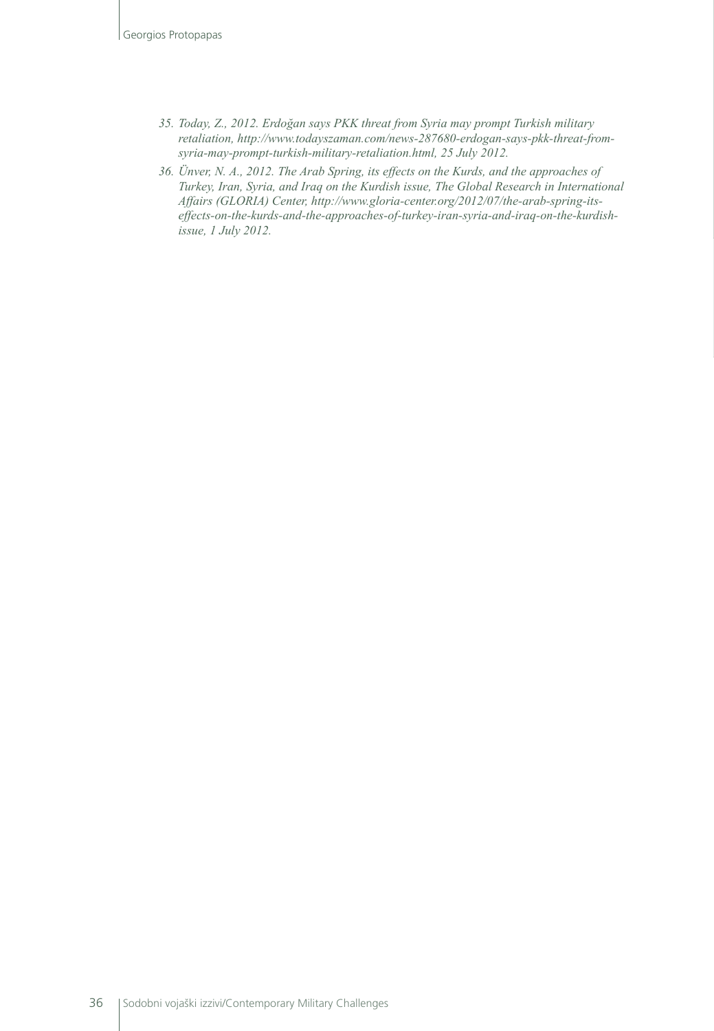35. *Today, Z., 2012. Erdoğan says PKK threat from Syria may prompt Turkish military retaliation, http://www.todayszaman.com/news-287680-erdogan-says-pkk-threat-from-syria-may-prompt-turkish-military-retaliation.html, 25 July 2012.*
36. *Ünver, N. A., 2012. The Arab Spring, its effects on the Kurds, and the approaches of Turkey, Iran, Syria, and Iraq on the Kurdish issue, The Global Research in International Affairs (GLORIA) Center, http://www.gloria-center.org/2012/07/the-arab-spring-its-effects-on-the-kurds-and-the-approaches-of-turkey-iran-syria-and-iraq-on-the-kurdish-issue, 1 July 2012.*